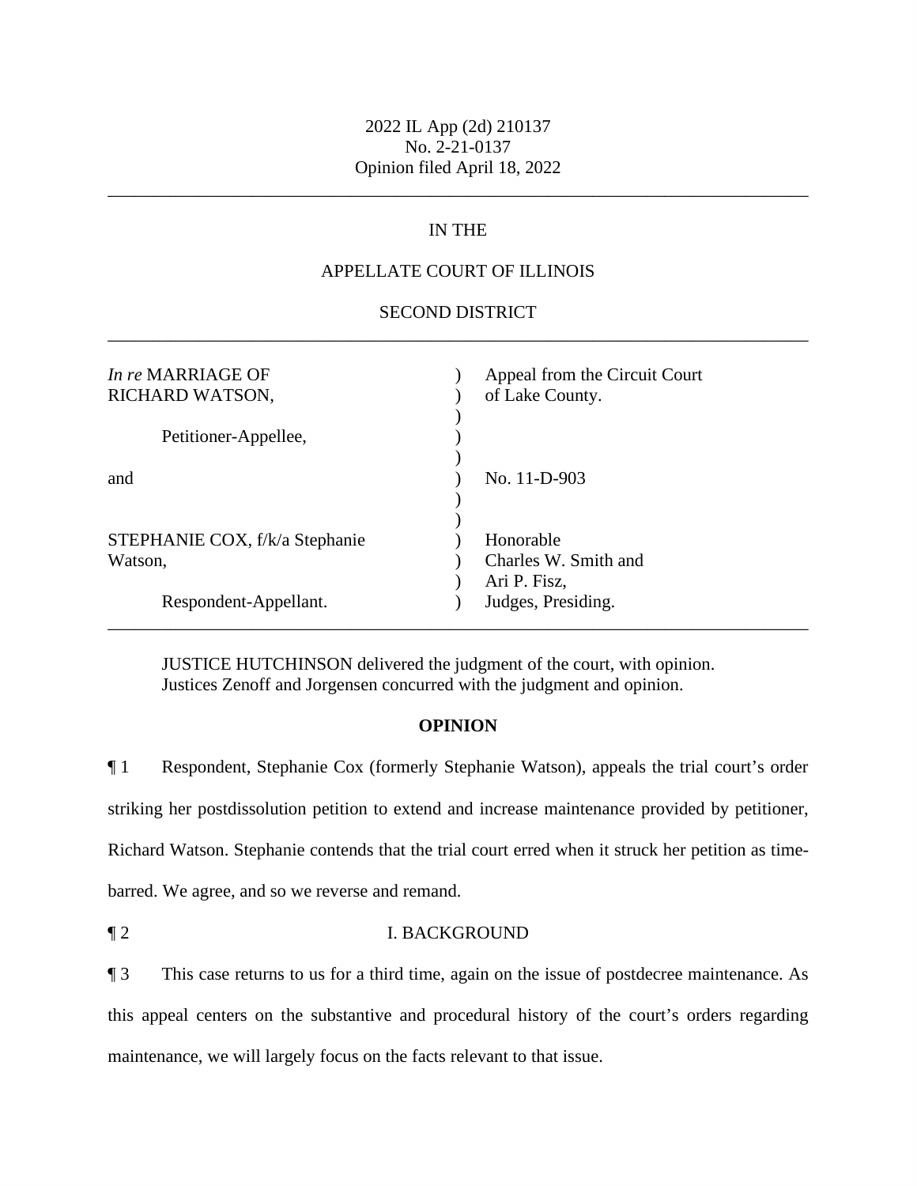2022 IL App (2d) 210137
No. 2-21-0137
Opinion filed April 18, 2022

---

IN THE

APPELLATE COURT OF ILLINOIS

SECOND DISTRICT

---

| | | |
|---|---|---|
| *In re* MARRIAGE OF RICHARD WATSON, | ) | Appeal from the Circuit Court of Lake County. |
| Petitioner-Appellee, | ) | |
| and | ) | No. 11-D-903 |
| STEPHANIE COX, f/k/a Stephanie Watson, | ) | Honorable Charles W. Smith and Ari P. Fisz, |
| Respondent-Appellant. | ) | Judges, Presiding. |

---

JUSTICE HUTCHINSON delivered the judgment of the court, with opinion.
Justices Zenoff and Jorgensen concurred with the judgment and opinion.

**OPINION**

¶ 1 Respondent, Stephanie Cox (formerly Stephanie Watson), appeals the trial court's order striking her postdissolution petition to extend and increase maintenance provided by petitioner, Richard Watson. Stephanie contends that the trial court erred when it struck her petition as time-barred. We agree, and so we reverse and remand.

¶ 2 I. BACKGROUND

¶ 3 This case returns to us for a third time, again on the issue of postdecree maintenance. As this appeal centers on the substantive and procedural history of the court's orders regarding maintenance, we will largely focus on the facts relevant to that issue.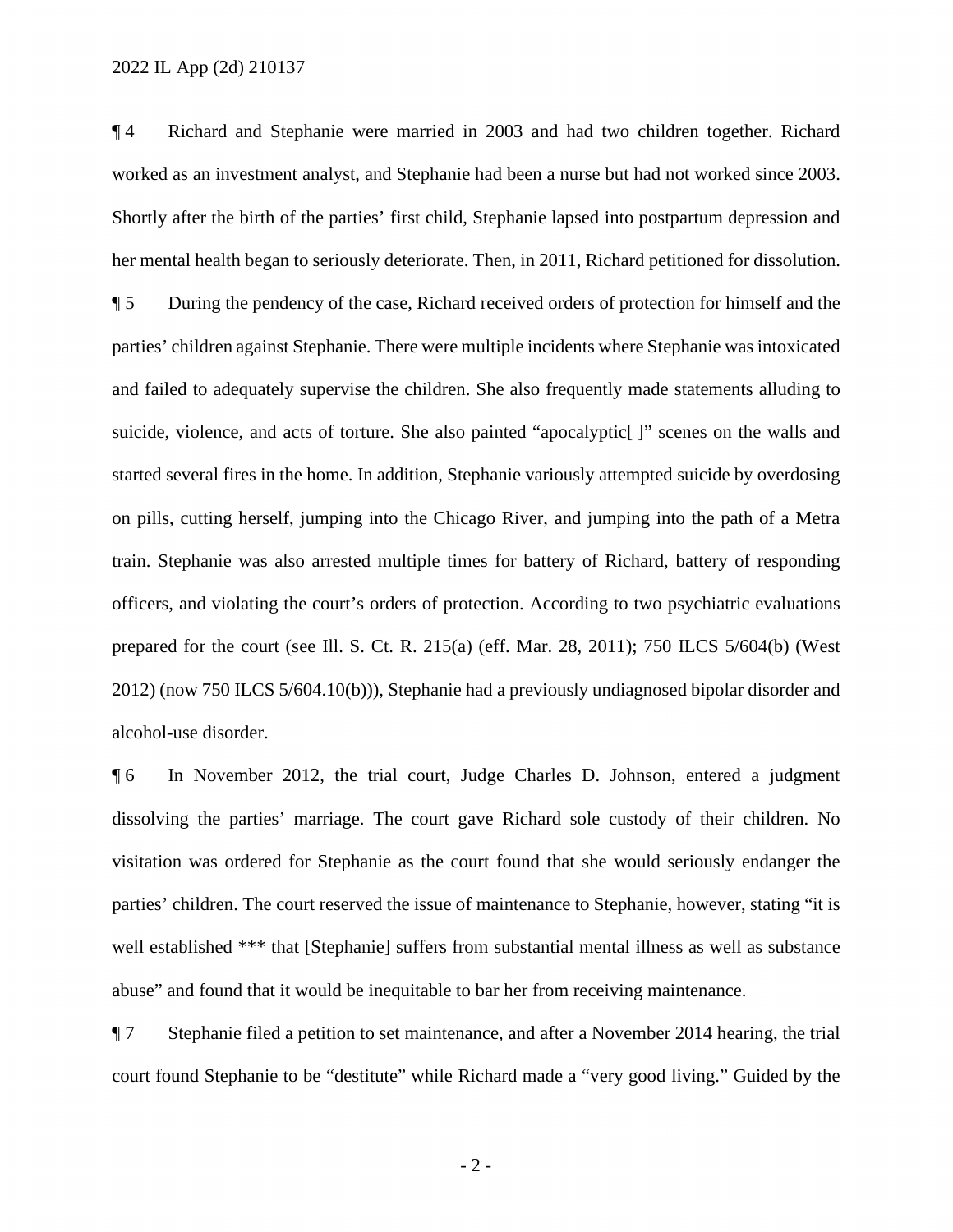¶ 4 Richard and Stephanie were married in 2003 and had two children together. Richard worked as an investment analyst, and Stephanie had been a nurse but had not worked since 2003. Shortly after the birth of the parties' first child, Stephanie lapsed into postpartum depression and her mental health began to seriously deteriorate. Then, in 2011, Richard petitioned for dissolution.

¶ 5 During the pendency of the case, Richard received orders of protection for himself and the parties' children against Stephanie. There were multiple incidents where Stephanie was intoxicated and failed to adequately supervise the children. She also frequently made statements alluding to suicide, violence, and acts of torture. She also painted "apocalyptic[ ]" scenes on the walls and started several fires in the home. In addition, Stephanie variously attempted suicide by overdosing on pills, cutting herself, jumping into the Chicago River, and jumping into the path of a Metra train. Stephanie was also arrested multiple times for battery of Richard, battery of responding officers, and violating the court's orders of protection. According to two psychiatric evaluations prepared for the court (see Ill. S. Ct. R. 215(a) (eff. Mar. 28, 2011); 750 ILCS 5/604(b) (West 2012) (now 750 ILCS 5/604.10(b))), Stephanie had a previously undiagnosed bipolar disorder and alcohol-use disorder.

¶ 6 In November 2012, the trial court, Judge Charles D. Johnson, entered a judgment dissolving the parties' marriage. The court gave Richard sole custody of their children. No visitation was ordered for Stephanie as the court found that she would seriously endanger the parties' children. The court reserved the issue of maintenance to Stephanie, however, stating "it is well established *** that [Stephanie] suffers from substantial mental illness as well as substance abuse" and found that it would be inequitable to bar her from receiving maintenance.

¶ 7 Stephanie filed a petition to set maintenance, and after a November 2014 hearing, the trial court found Stephanie to be "destitute" while Richard made a "very good living." Guided by the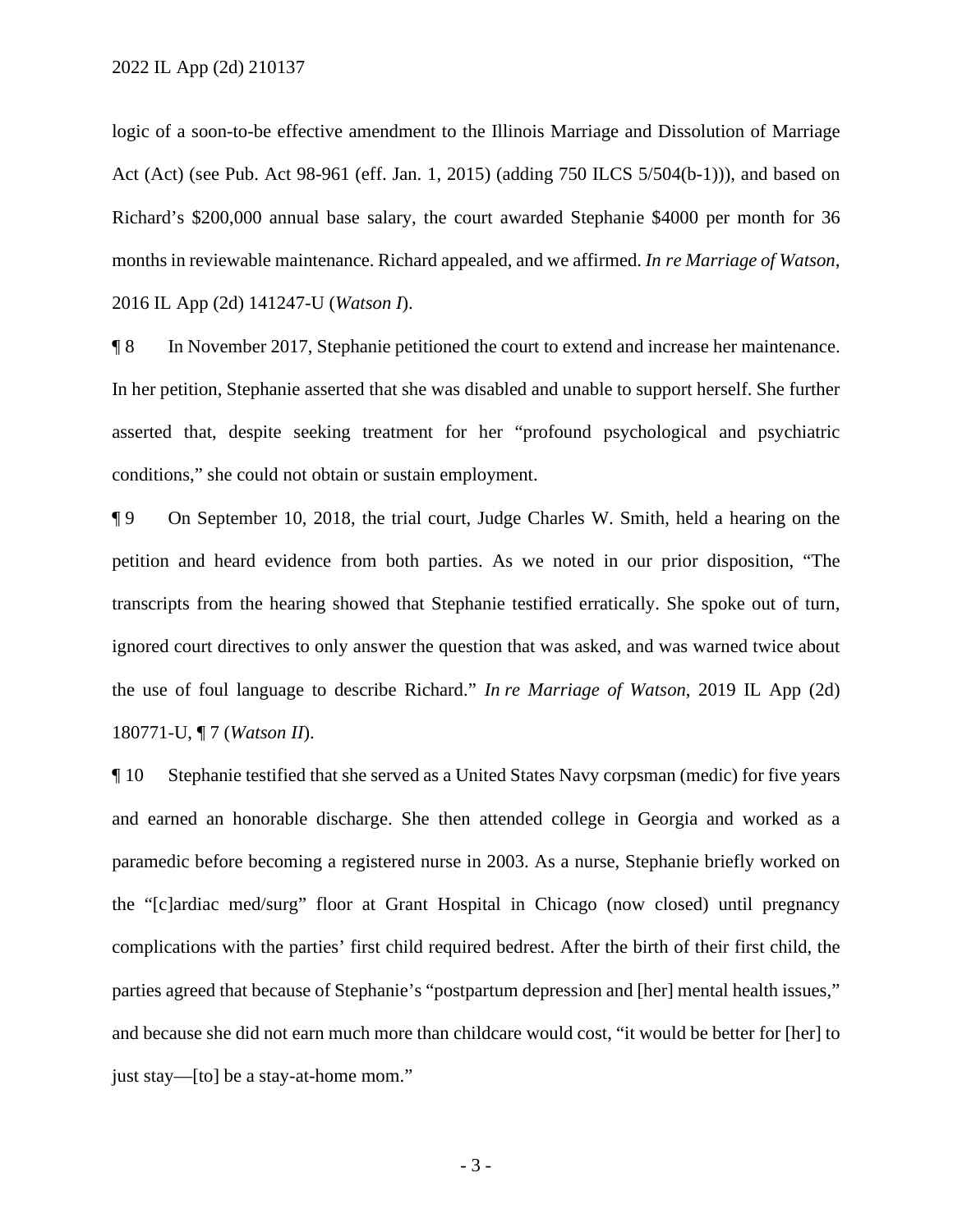logic of a soon-to-be effective amendment to the Illinois Marriage and Dissolution of Marriage Act (Act) (see Pub. Act 98-961 (eff. Jan. 1, 2015) (adding 750 ILCS 5/504(b-1))), and based on Richard's $200,000 annual base salary, the court awarded Stephanie $4000 per month for 36 months in reviewable maintenance. Richard appealed, and we affirmed. *In re Marriage of Watson*, 2016 IL App (2d) 141247-U (*Watson I*).

¶ 8 In November 2017, Stephanie petitioned the court to extend and increase her maintenance. In her petition, Stephanie asserted that she was disabled and unable to support herself. She further asserted that, despite seeking treatment for her "profound psychological and psychiatric conditions," she could not obtain or sustain employment.

¶ 9 On September 10, 2018, the trial court, Judge Charles W. Smith, held a hearing on the petition and heard evidence from both parties. As we noted in our prior disposition, "The transcripts from the hearing showed that Stephanie testified erratically. She spoke out of turn, ignored court directives to only answer the question that was asked, and was warned twice about the use of foul language to describe Richard." *In re Marriage of Watson*, 2019 IL App (2d) 180771-U, ¶ 7 (*Watson II*).

¶ 10 Stephanie testified that she served as a United States Navy corpsman (medic) for five years and earned an honorable discharge. She then attended college in Georgia and worked as a paramedic before becoming a registered nurse in 2003. As a nurse, Stephanie briefly worked on the "[c]ardiac med/surg" floor at Grant Hospital in Chicago (now closed) until pregnancy complications with the parties' first child required bedrest. After the birth of their first child, the parties agreed that because of Stephanie's "postpartum depression and [her] mental health issues," and because she did not earn much more than childcare would cost, "it would be better for [her] to just stay—[to] be a stay-at-home mom."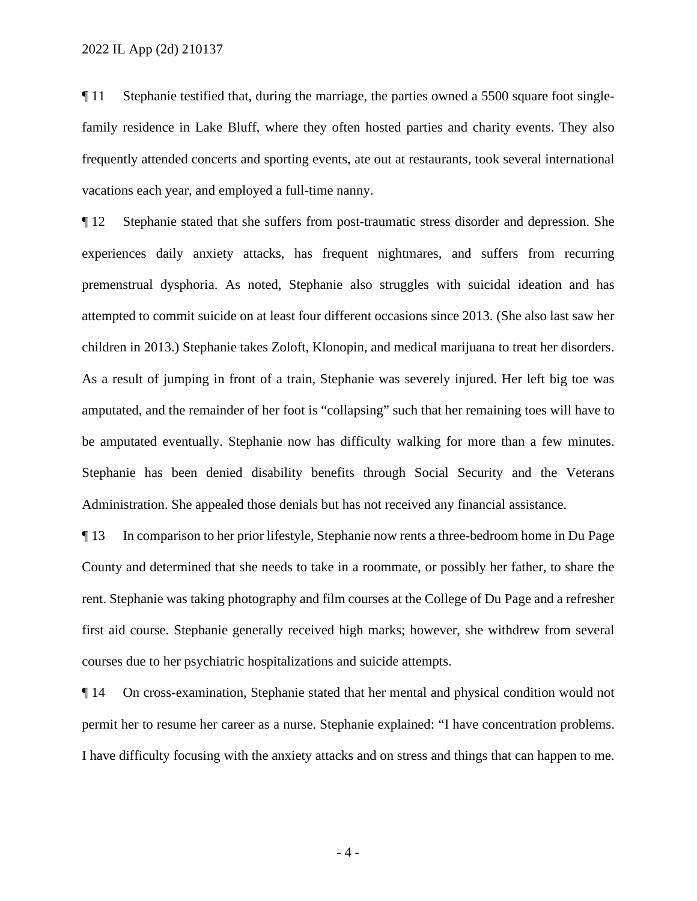¶ 11 Stephanie testified that, during the marriage, the parties owned a 5500 square foot single-family residence in Lake Bluff, where they often hosted parties and charity events. They also frequently attended concerts and sporting events, ate out at restaurants, took several international vacations each year, and employed a full-time nanny.

¶ 12 Stephanie stated that she suffers from post-traumatic stress disorder and depression. She experiences daily anxiety attacks, has frequent nightmares, and suffers from recurring premenstrual dysphoria. As noted, Stephanie also struggles with suicidal ideation and has attempted to commit suicide on at least four different occasions since 2013. (She also last saw her children in 2013.) Stephanie takes Zoloft, Klonopin, and medical marijuana to treat her disorders. As a result of jumping in front of a train, Stephanie was severely injured. Her left big toe was amputated, and the remainder of her foot is "collapsing" such that her remaining toes will have to be amputated eventually. Stephanie now has difficulty walking for more than a few minutes. Stephanie has been denied disability benefits through Social Security and the Veterans Administration. She appealed those denials but has not received any financial assistance.

¶ 13 In comparison to her prior lifestyle, Stephanie now rents a three-bedroom home in Du Page County and determined that she needs to take in a roommate, or possibly her father, to share the rent. Stephanie was taking photography and film courses at the College of Du Page and a refresher first aid course. Stephanie generally received high marks; however, she withdrew from several courses due to her psychiatric hospitalizations and suicide attempts.

¶ 14 On cross-examination, Stephanie stated that her mental and physical condition would not permit her to resume her career as a nurse. Stephanie explained: "I have concentration problems. I have difficulty focusing with the anxiety attacks and on stress and things that can happen to me.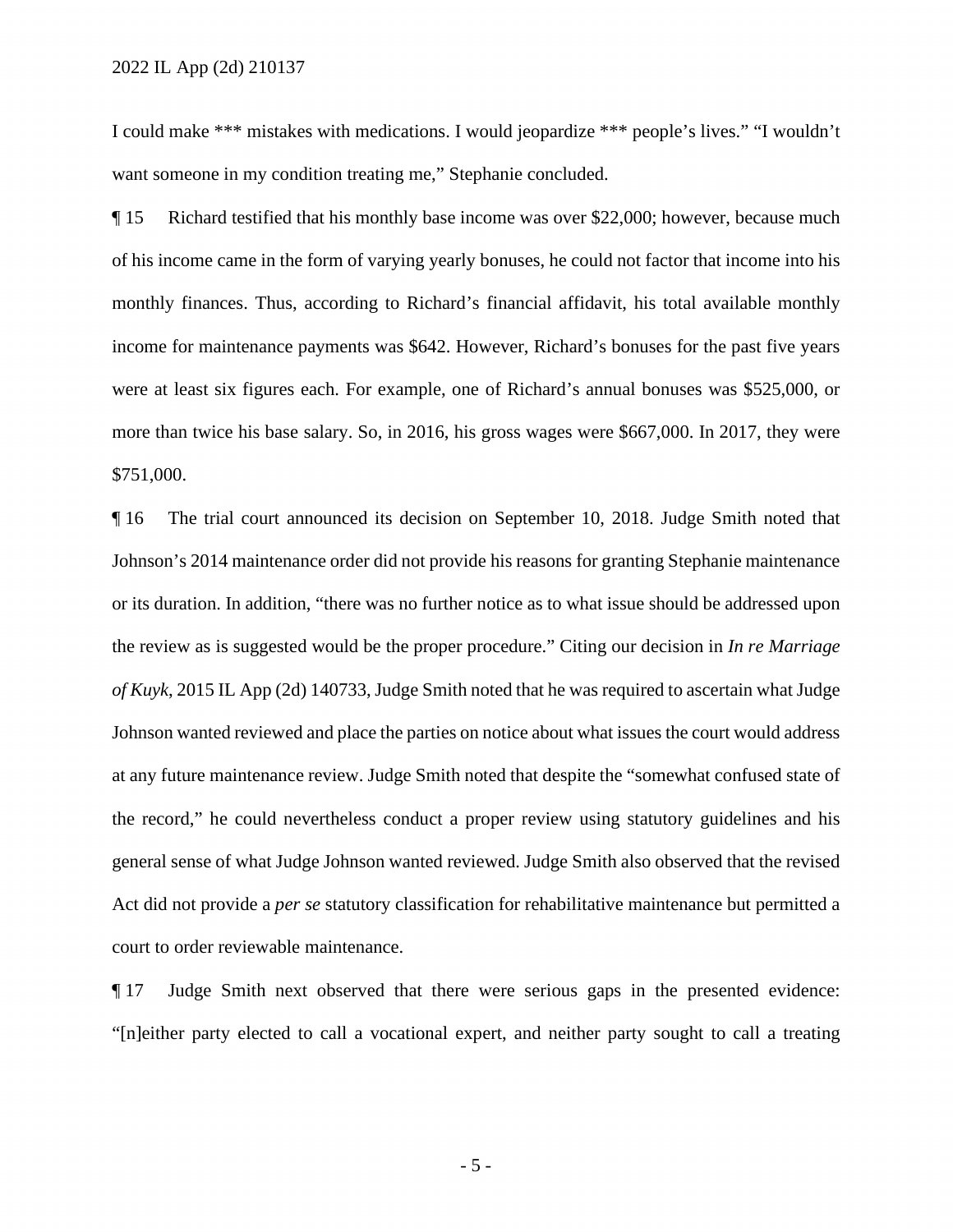I could make *** mistakes with medications. I would jeopardize *** people's lives." "I wouldn't want someone in my condition treating me," Stephanie concluded.

¶ 15 Richard testified that his monthly base income was over $22,000; however, because much of his income came in the form of varying yearly bonuses, he could not factor that income into his monthly finances. Thus, according to Richard's financial affidavit, his total available monthly income for maintenance payments was $642. However, Richard's bonuses for the past five years were at least six figures each. For example, one of Richard's annual bonuses was $525,000, or more than twice his base salary. So, in 2016, his gross wages were $667,000. In 2017, they were $751,000.

¶ 16 The trial court announced its decision on September 10, 2018. Judge Smith noted that Johnson's 2014 maintenance order did not provide his reasons for granting Stephanie maintenance or its duration. In addition, "there was no further notice as to what issue should be addressed upon the review as is suggested would be the proper procedure." Citing our decision in *In re Marriage of Kuyk*, 2015 IL App (2d) 140733, Judge Smith noted that he was required to ascertain what Judge Johnson wanted reviewed and place the parties on notice about what issues the court would address at any future maintenance review. Judge Smith noted that despite the "somewhat confused state of the record," he could nevertheless conduct a proper review using statutory guidelines and his general sense of what Judge Johnson wanted reviewed. Judge Smith also observed that the revised Act did not provide a *per se* statutory classification for rehabilitative maintenance but permitted a court to order reviewable maintenance.

¶ 17 Judge Smith next observed that there were serious gaps in the presented evidence: "[n]either party elected to call a vocational expert, and neither party sought to call a treating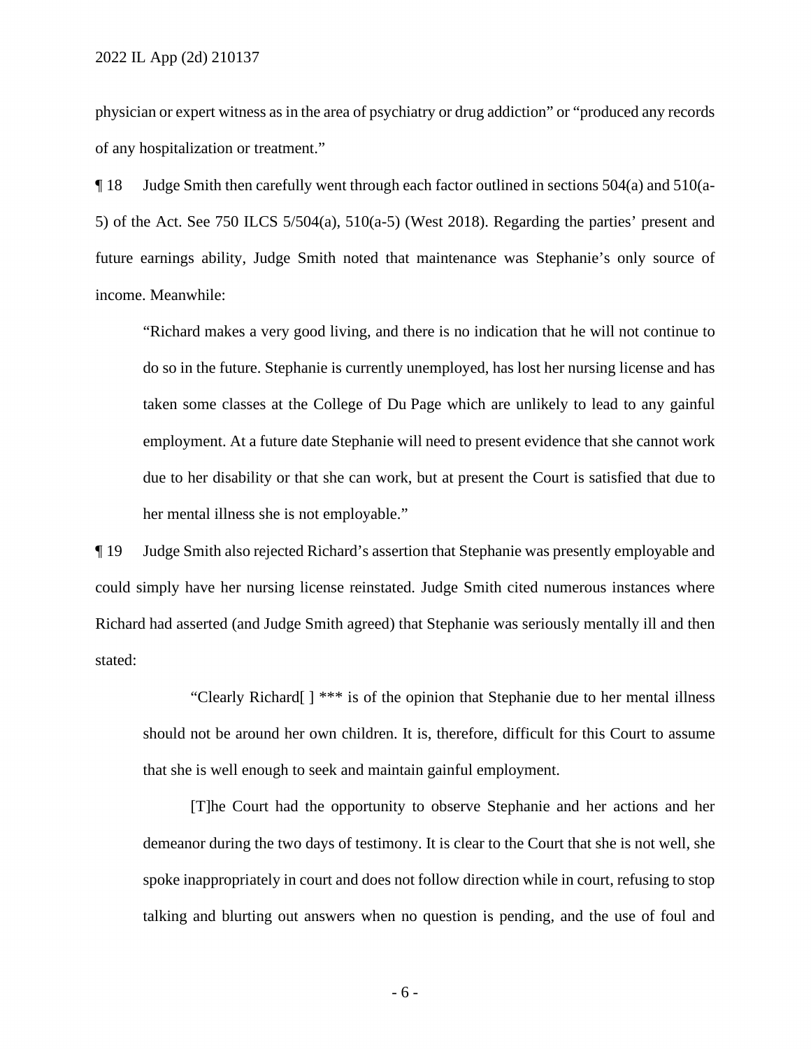physician or expert witness as in the area of psychiatry or drug addiction" or "produced any records of any hospitalization or treatment."

¶ 18 Judge Smith then carefully went through each factor outlined in sections 504(a) and 510(a-5) of the Act. See 750 ILCS 5/504(a), 510(a-5) (West 2018). Regarding the parties' present and future earnings ability, Judge Smith noted that maintenance was Stephanie's only source of income. Meanwhile:

> "Richard makes a very good living, and there is no indication that he will not continue to do so in the future. Stephanie is currently unemployed, has lost her nursing license and has taken some classes at the College of Du Page which are unlikely to lead to any gainful employment. At a future date Stephanie will need to present evidence that she cannot work due to her disability or that she can work, but at present the Court is satisfied that due to her mental illness she is not employable."

¶ 19 Judge Smith also rejected Richard's assertion that Stephanie was presently employable and could simply have her nursing license reinstated. Judge Smith cited numerous instances where Richard had asserted (and Judge Smith agreed) that Stephanie was seriously mentally ill and then stated:

> "Clearly Richard[ ] *** is of the opinion that Stephanie due to her mental illness should not be around her own children. It is, therefore, difficult for this Court to assume that she is well enough to seek and maintain gainful employment.
>
> [T]he Court had the opportunity to observe Stephanie and her actions and her demeanor during the two days of testimony. It is clear to the Court that she is not well, she spoke inappropriately in court and does not follow direction while in court, refusing to stop talking and blurting out answers when no question is pending, and the use of foul and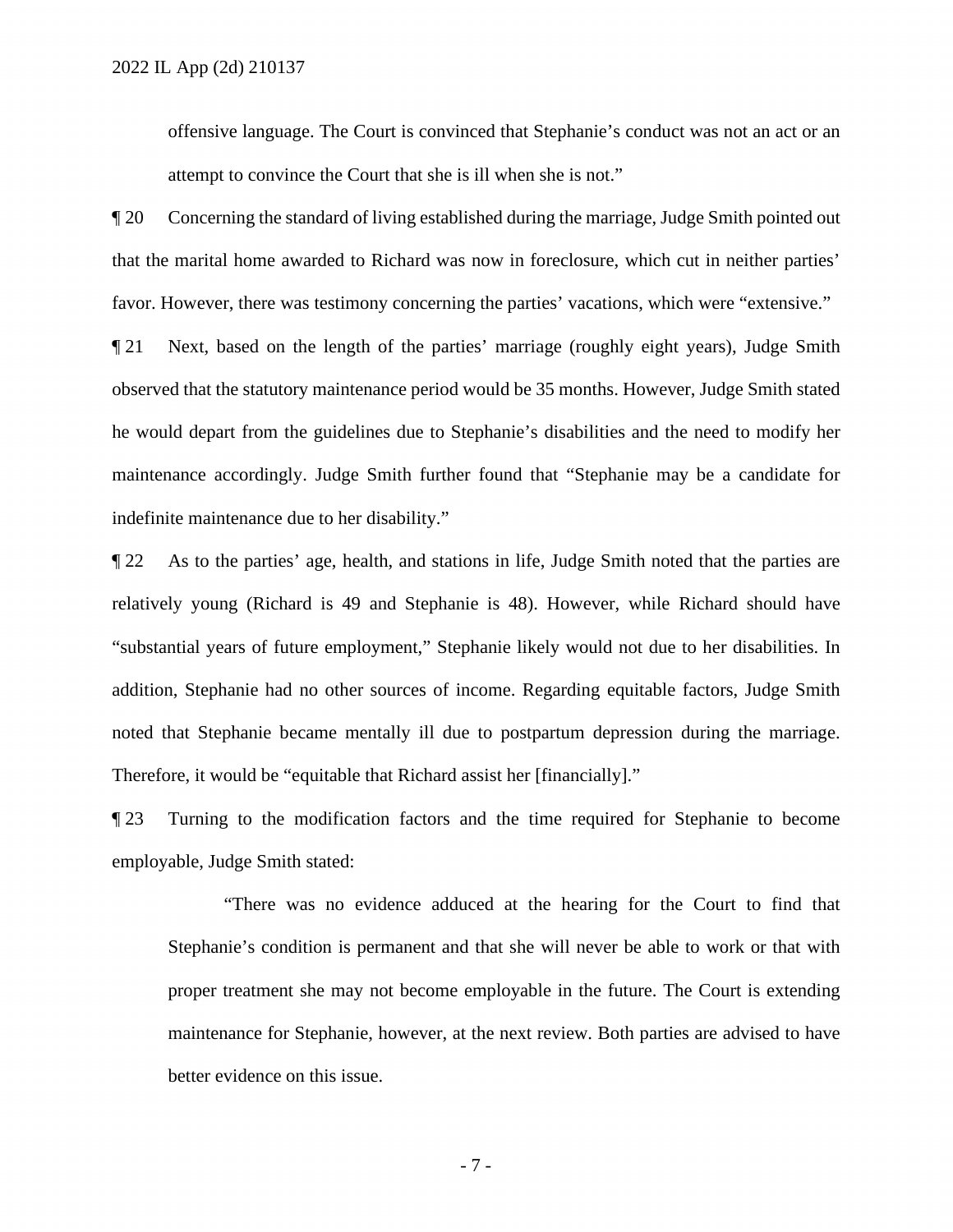> offensive language. The Court is convinced that Stephanie's conduct was not an act or an attempt to convince the Court that she is ill when she is not."

¶ 20 Concerning the standard of living established during the marriage, Judge Smith pointed out that the marital home awarded to Richard was now in foreclosure, which cut in neither parties' favor. However, there was testimony concerning the parties' vacations, which were "extensive."

¶ 21 Next, based on the length of the parties' marriage (roughly eight years), Judge Smith observed that the statutory maintenance period would be 35 months. However, Judge Smith stated he would depart from the guidelines due to Stephanie's disabilities and the need to modify her maintenance accordingly. Judge Smith further found that "Stephanie may be a candidate for indefinite maintenance due to her disability."

¶ 22 As to the parties' age, health, and stations in life, Judge Smith noted that the parties are relatively young (Richard is 49 and Stephanie is 48). However, while Richard should have "substantial years of future employment," Stephanie likely would not due to her disabilities. In addition, Stephanie had no other sources of income. Regarding equitable factors, Judge Smith noted that Stephanie became mentally ill due to postpartum depression during the marriage. Therefore, it would be "equitable that Richard assist her [financially]."

¶ 23 Turning to the modification factors and the time required for Stephanie to become employable, Judge Smith stated:

> "There was no evidence adduced at the hearing for the Court to find that Stephanie's condition is permanent and that she will never be able to work or that with proper treatment she may not become employable in the future. The Court is extending maintenance for Stephanie, however, at the next review. Both parties are advised to have better evidence on this issue.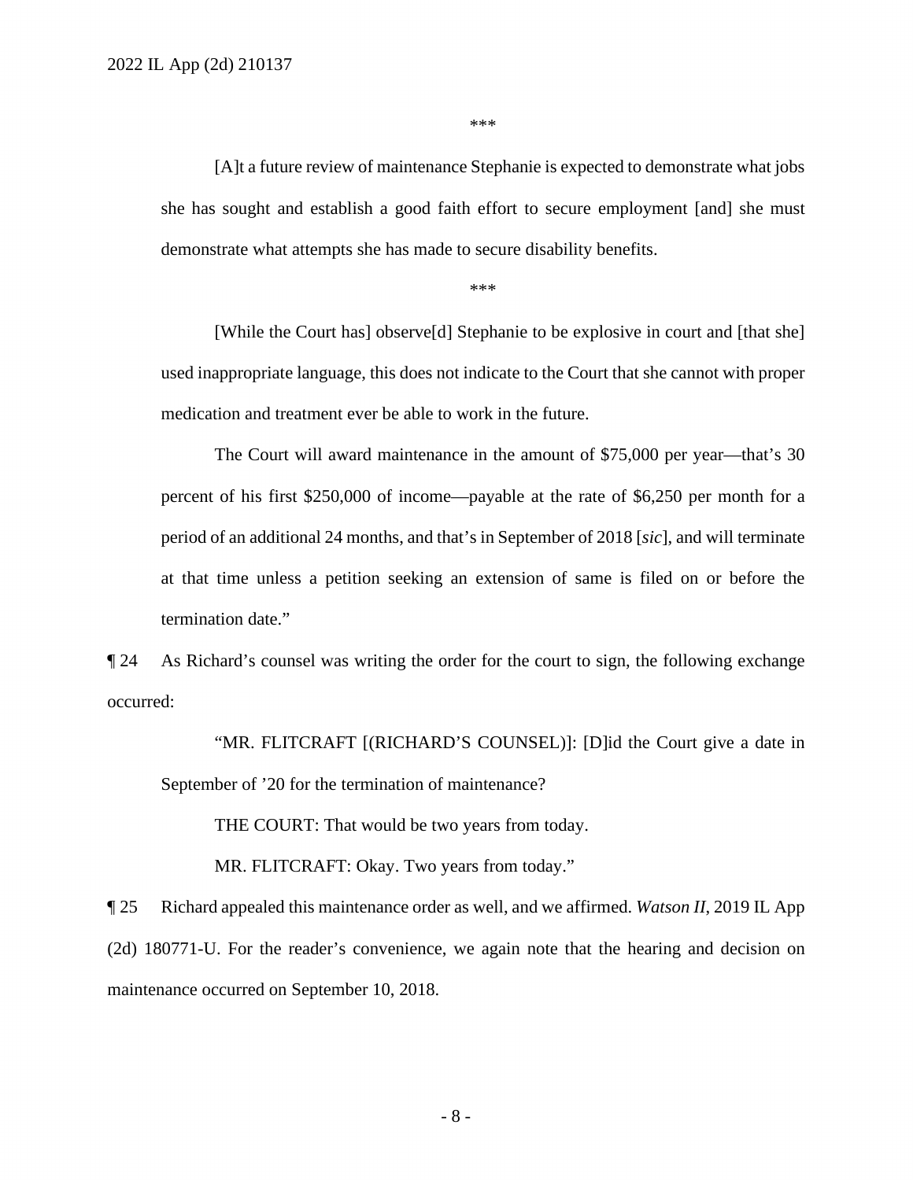\*\*\*

> [A]t a future review of maintenance Stephanie is expected to demonstrate what jobs she has sought and establish a good faith effort to secure employment [and] she must demonstrate what attempts she has made to secure disability benefits.

\*\*\*

> [While the Court has] observe[d] Stephanie to be explosive in court and [that she] used inappropriate language, this does not indicate to the Court that she cannot with proper medication and treatment ever be able to work in the future.
>
> The Court will award maintenance in the amount of $75,000 per year—that's 30 percent of his first $250,000 of income—payable at the rate of $6,250 per month for a period of an additional 24 months, and that's in September of 2018 [*sic*], and will terminate at that time unless a petition seeking an extension of same is filed on or before the termination date."

¶ 24 As Richard's counsel was writing the order for the court to sign, the following exchange occurred:

> "MR. FLITCRAFT [(RICHARD'S COUNSEL)]: [D]id the Court give a date in September of '20 for the termination of maintenance?
>
> THE COURT: That would be two years from today.
>
> MR. FLITCRAFT: Okay. Two years from today."

¶ 25 Richard appealed this maintenance order as well, and we affirmed. *Watson II*, 2019 IL App (2d) 180771-U. For the reader's convenience, we again note that the hearing and decision on maintenance occurred on September 10, 2018.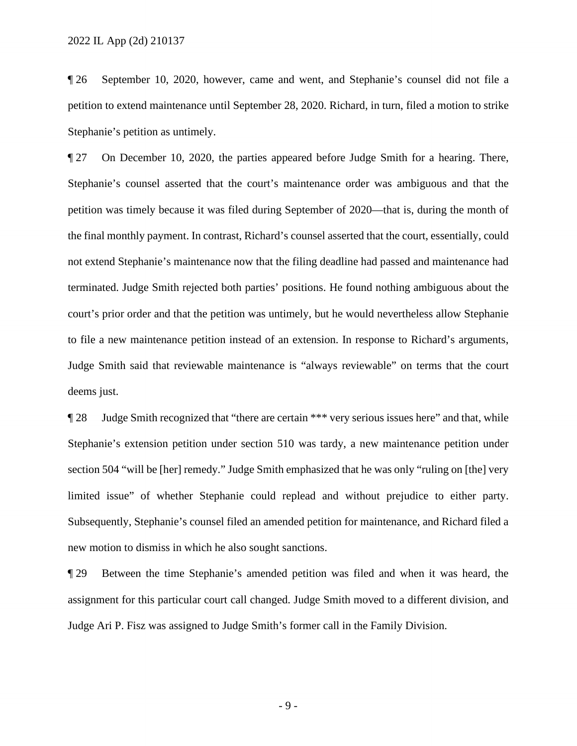¶ 26 September 10, 2020, however, came and went, and Stephanie's counsel did not file a petition to extend maintenance until September 28, 2020. Richard, in turn, filed a motion to strike Stephanie's petition as untimely.

¶ 27 On December 10, 2020, the parties appeared before Judge Smith for a hearing. There, Stephanie's counsel asserted that the court's maintenance order was ambiguous and that the petition was timely because it was filed during September of 2020—that is, during the month of the final monthly payment. In contrast, Richard's counsel asserted that the court, essentially, could not extend Stephanie's maintenance now that the filing deadline had passed and maintenance had terminated. Judge Smith rejected both parties' positions. He found nothing ambiguous about the court's prior order and that the petition was untimely, but he would nevertheless allow Stephanie to file a new maintenance petition instead of an extension. In response to Richard's arguments, Judge Smith said that reviewable maintenance is "always reviewable" on terms that the court deems just.

¶ 28 Judge Smith recognized that "there are certain *** very serious issues here" and that, while Stephanie's extension petition under section 510 was tardy, a new maintenance petition under section 504 "will be [her] remedy." Judge Smith emphasized that he was only "ruling on [the] very limited issue" of whether Stephanie could replead and without prejudice to either party. Subsequently, Stephanie's counsel filed an amended petition for maintenance, and Richard filed a new motion to dismiss in which he also sought sanctions.

¶ 29 Between the time Stephanie's amended petition was filed and when it was heard, the assignment for this particular court call changed. Judge Smith moved to a different division, and Judge Ari P. Fisz was assigned to Judge Smith's former call in the Family Division.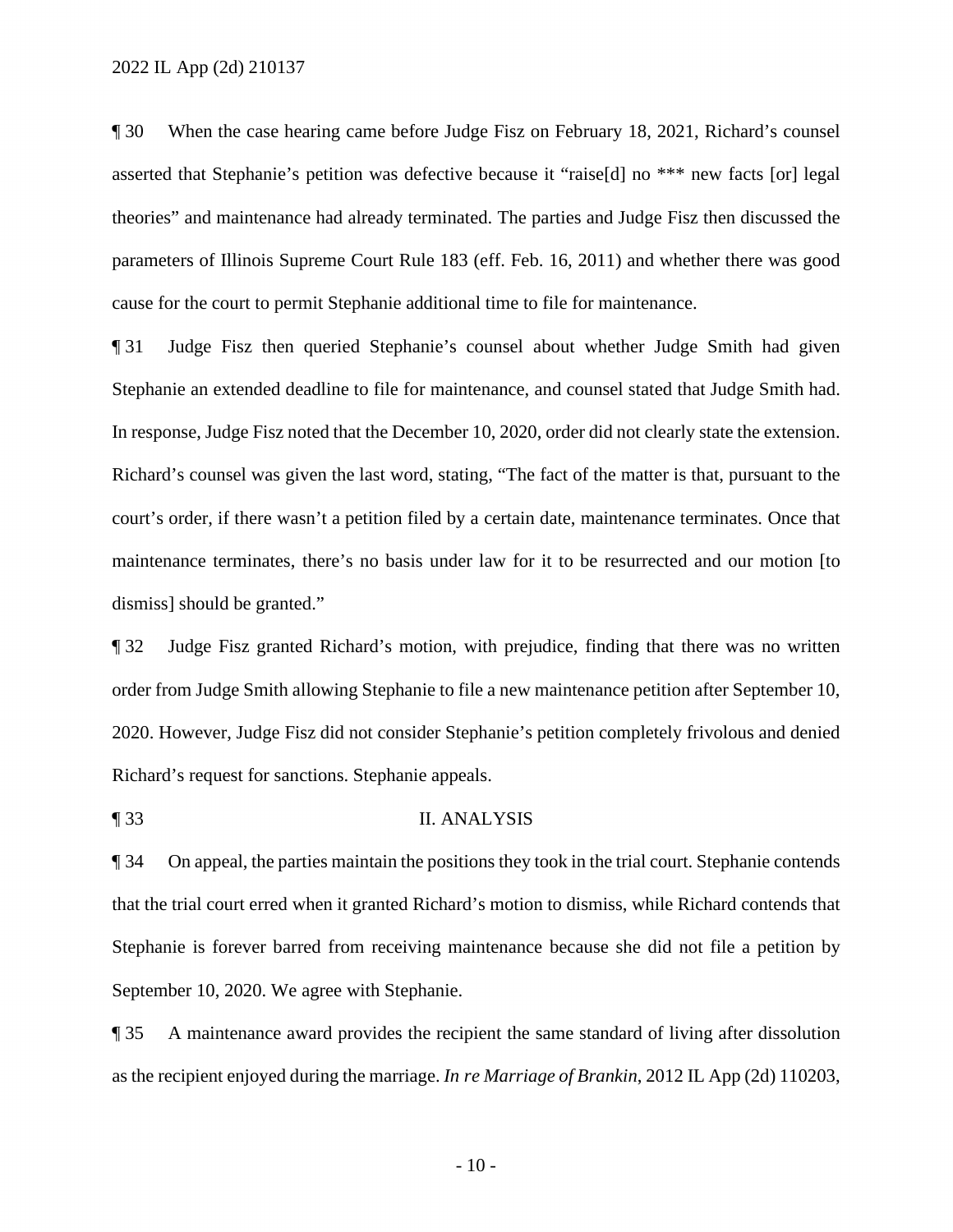¶ 30 When the case hearing came before Judge Fisz on February 18, 2021, Richard's counsel asserted that Stephanie's petition was defective because it "raise[d] no *** new facts [or] legal theories" and maintenance had already terminated. The parties and Judge Fisz then discussed the parameters of Illinois Supreme Court Rule 183 (eff. Feb. 16, 2011) and whether there was good cause for the court to permit Stephanie additional time to file for maintenance.

¶ 31 Judge Fisz then queried Stephanie's counsel about whether Judge Smith had given Stephanie an extended deadline to file for maintenance, and counsel stated that Judge Smith had. In response, Judge Fisz noted that the December 10, 2020, order did not clearly state the extension. Richard's counsel was given the last word, stating, "The fact of the matter is that, pursuant to the court's order, if there wasn't a petition filed by a certain date, maintenance terminates. Once that maintenance terminates, there's no basis under law for it to be resurrected and our motion [to dismiss] should be granted."

¶ 32 Judge Fisz granted Richard's motion, with prejudice, finding that there was no written order from Judge Smith allowing Stephanie to file a new maintenance petition after September 10, 2020. However, Judge Fisz did not consider Stephanie's petition completely frivolous and denied Richard's request for sanctions. Stephanie appeals.

## ¶ 33 II. ANALYSIS

¶ 34 On appeal, the parties maintain the positions they took in the trial court. Stephanie contends that the trial court erred when it granted Richard's motion to dismiss, while Richard contends that Stephanie is forever barred from receiving maintenance because she did not file a petition by September 10, 2020. We agree with Stephanie.

¶ 35 A maintenance award provides the recipient the same standard of living after dissolution as the recipient enjoyed during the marriage. *In re Marriage of Brankin*, 2012 IL App (2d) 110203,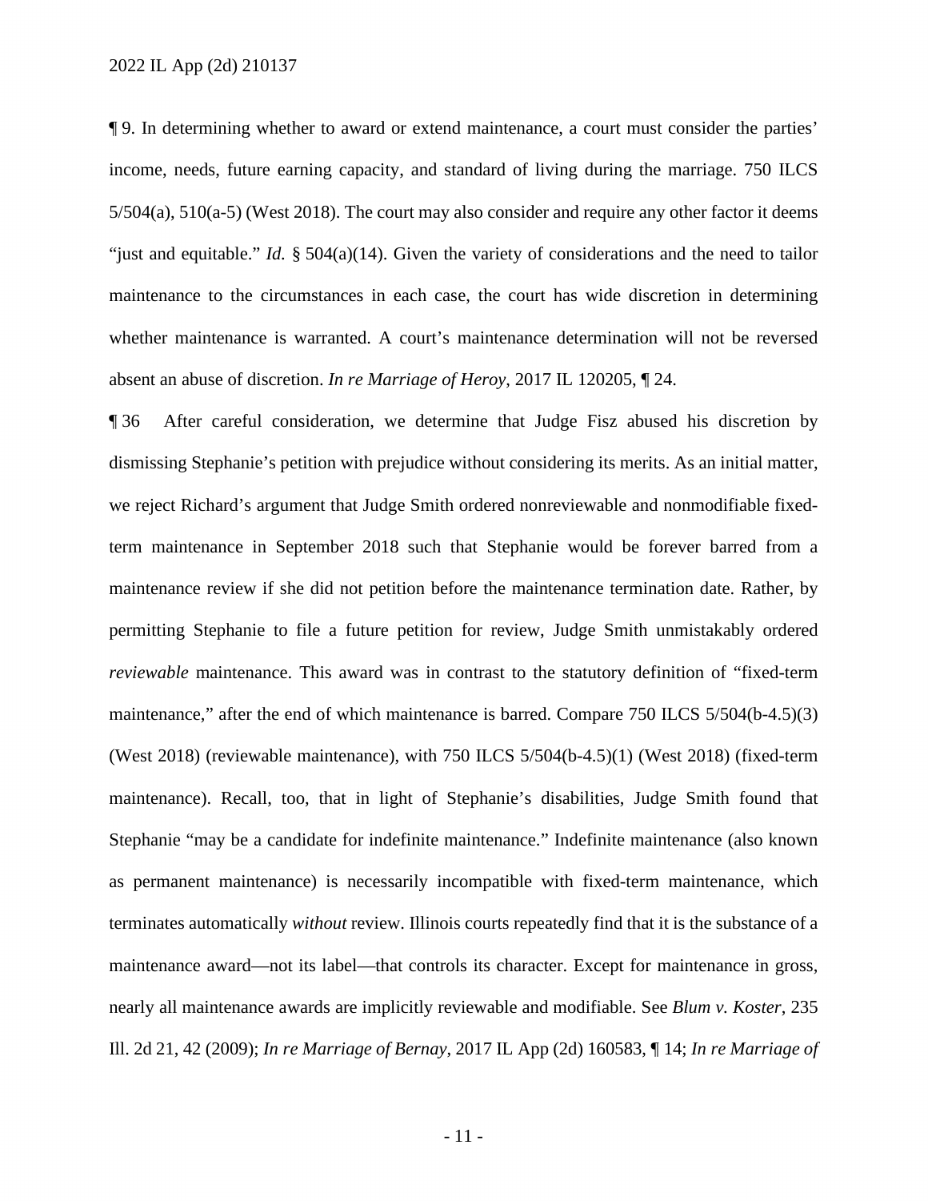¶ 9. In determining whether to award or extend maintenance, a court must consider the parties' income, needs, future earning capacity, and standard of living during the marriage. 750 ILCS 5/504(a), 510(a-5) (West 2018). The court may also consider and require any other factor it deems "just and equitable." *Id.* § 504(a)(14). Given the variety of considerations and the need to tailor maintenance to the circumstances in each case, the court has wide discretion in determining whether maintenance is warranted. A court's maintenance determination will not be reversed absent an abuse of discretion. *In re Marriage of Heroy*, 2017 IL 120205, ¶ 24.

¶ 36 After careful consideration, we determine that Judge Fisz abused his discretion by dismissing Stephanie's petition with prejudice without considering its merits. As an initial matter, we reject Richard's argument that Judge Smith ordered nonreviewable and nonmodifiable fixed-term maintenance in September 2018 such that Stephanie would be forever barred from a maintenance review if she did not petition before the maintenance termination date. Rather, by permitting Stephanie to file a future petition for review, Judge Smith unmistakably ordered *reviewable* maintenance. This award was in contrast to the statutory definition of "fixed-term maintenance," after the end of which maintenance is barred. Compare 750 ILCS 5/504(b-4.5)(3) (West 2018) (reviewable maintenance), with 750 ILCS 5/504(b-4.5)(1) (West 2018) (fixed-term maintenance). Recall, too, that in light of Stephanie's disabilities, Judge Smith found that Stephanie "may be a candidate for indefinite maintenance." Indefinite maintenance (also known as permanent maintenance) is necessarily incompatible with fixed-term maintenance, which terminates automatically *without* review. Illinois courts repeatedly find that it is the substance of a maintenance award—not its label—that controls its character. Except for maintenance in gross, nearly all maintenance awards are implicitly reviewable and modifiable. See *Blum v. Koster*, 235 Ill. 2d 21, 42 (2009); *In re Marriage of Bernay*, 2017 IL App (2d) 160583, ¶ 14; *In re Marriage of*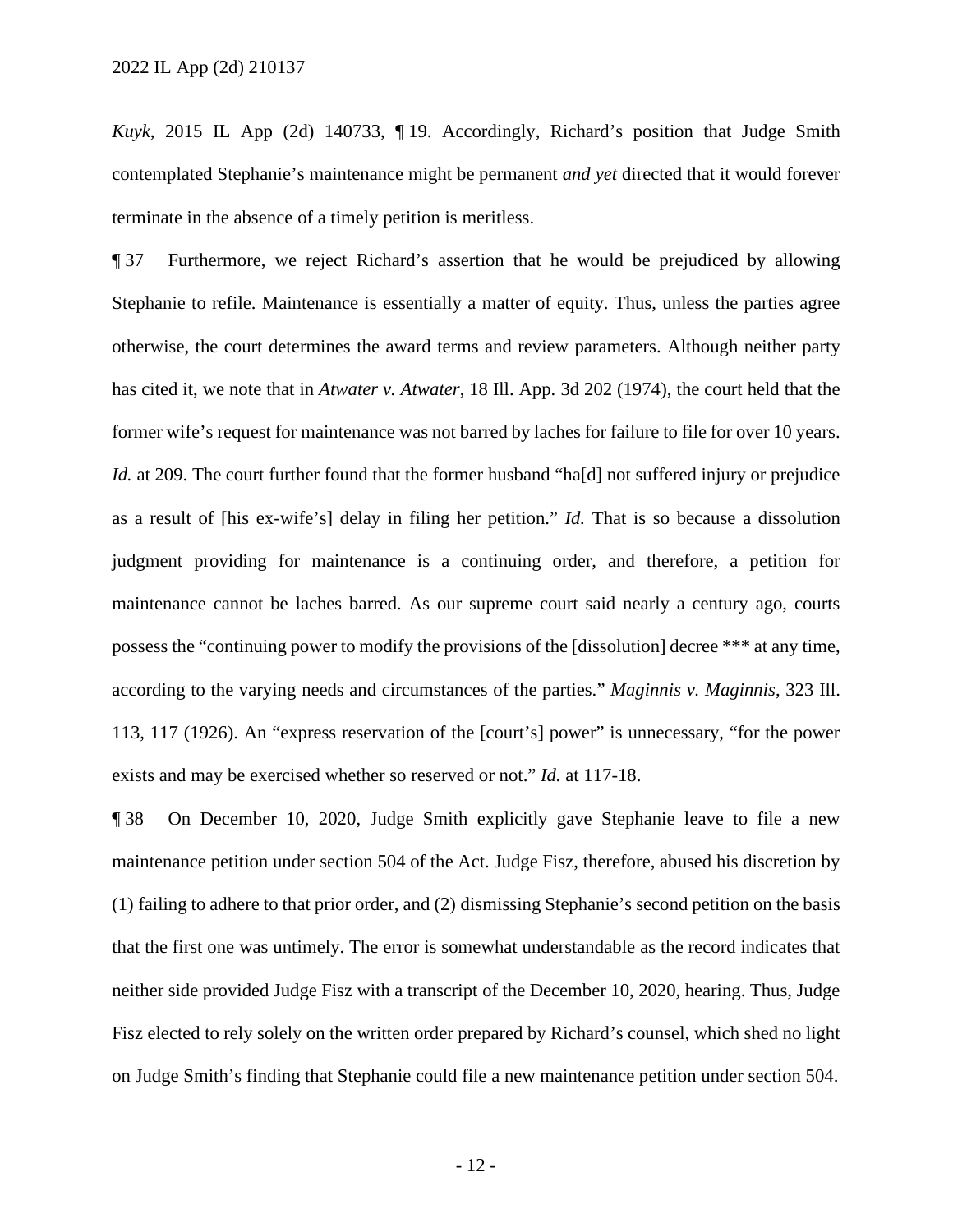*Kuyk*, 2015 IL App (2d) 140733, ¶ 19. Accordingly, Richard's position that Judge Smith contemplated Stephanie's maintenance might be permanent *and yet* directed that it would forever terminate in the absence of a timely petition is meritless.

¶ 37 Furthermore, we reject Richard's assertion that he would be prejudiced by allowing Stephanie to refile. Maintenance is essentially a matter of equity. Thus, unless the parties agree otherwise, the court determines the award terms and review parameters. Although neither party has cited it, we note that in *Atwater v. Atwater*, 18 Ill. App. 3d 202 (1974), the court held that the former wife's request for maintenance was not barred by laches for failure to file for over 10 years. *Id.* at 209. The court further found that the former husband "ha[d] not suffered injury or prejudice as a result of [his ex-wife's] delay in filing her petition." *Id.* That is so because a dissolution judgment providing for maintenance is a continuing order, and therefore, a petition for maintenance cannot be laches barred. As our supreme court said nearly a century ago, courts possess the "continuing power to modify the provisions of the [dissolution] decree *** at any time, according to the varying needs and circumstances of the parties." *Maginnis v. Maginnis*, 323 Ill. 113, 117 (1926). An "express reservation of the [court's] power" is unnecessary, "for the power exists and may be exercised whether so reserved or not." *Id.* at 117-18.

¶ 38 On December 10, 2020, Judge Smith explicitly gave Stephanie leave to file a new maintenance petition under section 504 of the Act. Judge Fisz, therefore, abused his discretion by (1) failing to adhere to that prior order, and (2) dismissing Stephanie's second petition on the basis that the first one was untimely. The error is somewhat understandable as the record indicates that neither side provided Judge Fisz with a transcript of the December 10, 2020, hearing. Thus, Judge Fisz elected to rely solely on the written order prepared by Richard's counsel, which shed no light on Judge Smith's finding that Stephanie could file a new maintenance petition under section 504.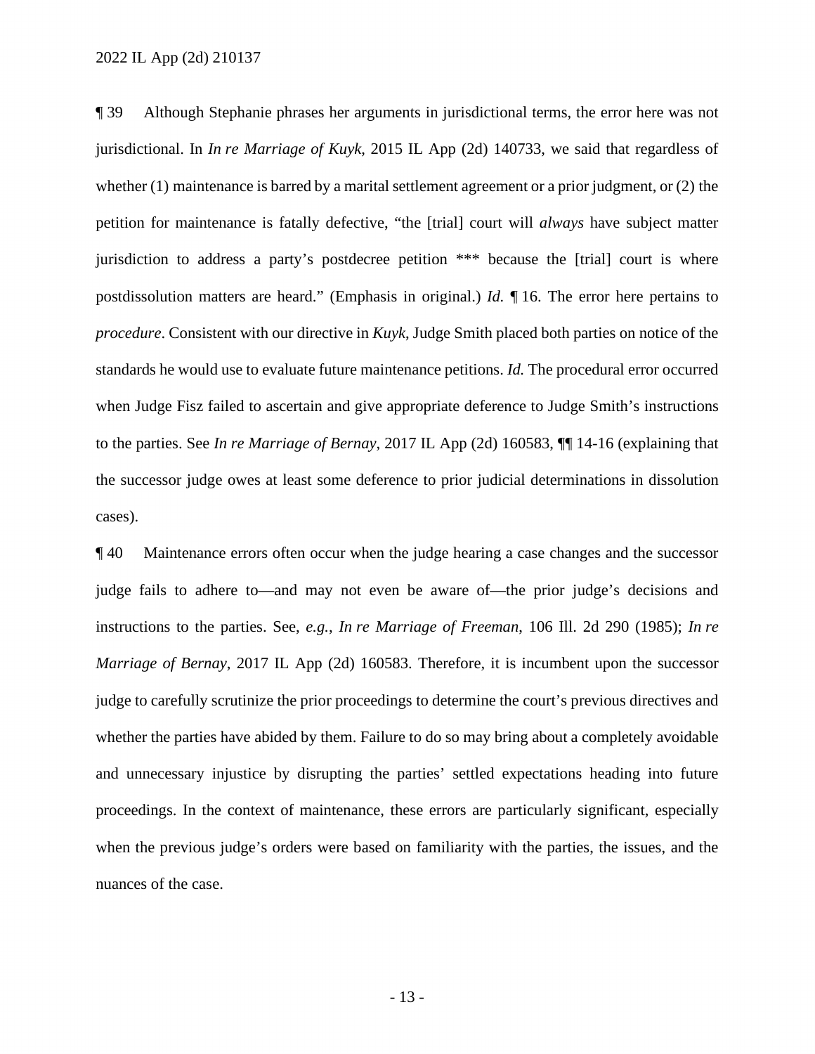¶ 39 Although Stephanie phrases her arguments in jurisdictional terms, the error here was not jurisdictional. In *In re Marriage of Kuyk*, 2015 IL App (2d) 140733, we said that regardless of whether (1) maintenance is barred by a marital settlement agreement or a prior judgment, or (2) the petition for maintenance is fatally defective, "the [trial] court will *always* have subject matter jurisdiction to address a party's postdecree petition *** because the [trial] court is where postdissolution matters are heard." (Emphasis in original.) *Id.* ¶ 16. The error here pertains to *procedure*. Consistent with our directive in *Kuyk*, Judge Smith placed both parties on notice of the standards he would use to evaluate future maintenance petitions. *Id.* The procedural error occurred when Judge Fisz failed to ascertain and give appropriate deference to Judge Smith's instructions to the parties. See *In re Marriage of Bernay*, 2017 IL App (2d) 160583, ¶¶ 14-16 (explaining that the successor judge owes at least some deference to prior judicial determinations in dissolution cases).

¶ 40 Maintenance errors often occur when the judge hearing a case changes and the successor judge fails to adhere to—and may not even be aware of—the prior judge's decisions and instructions to the parties. See, *e.g.*, *In re Marriage of Freeman*, 106 Ill. 2d 290 (1985); *In re Marriage of Bernay*, 2017 IL App (2d) 160583. Therefore, it is incumbent upon the successor judge to carefully scrutinize the prior proceedings to determine the court's previous directives and whether the parties have abided by them. Failure to do so may bring about a completely avoidable and unnecessary injustice by disrupting the parties' settled expectations heading into future proceedings. In the context of maintenance, these errors are particularly significant, especially when the previous judge's orders were based on familiarity with the parties, the issues, and the nuances of the case.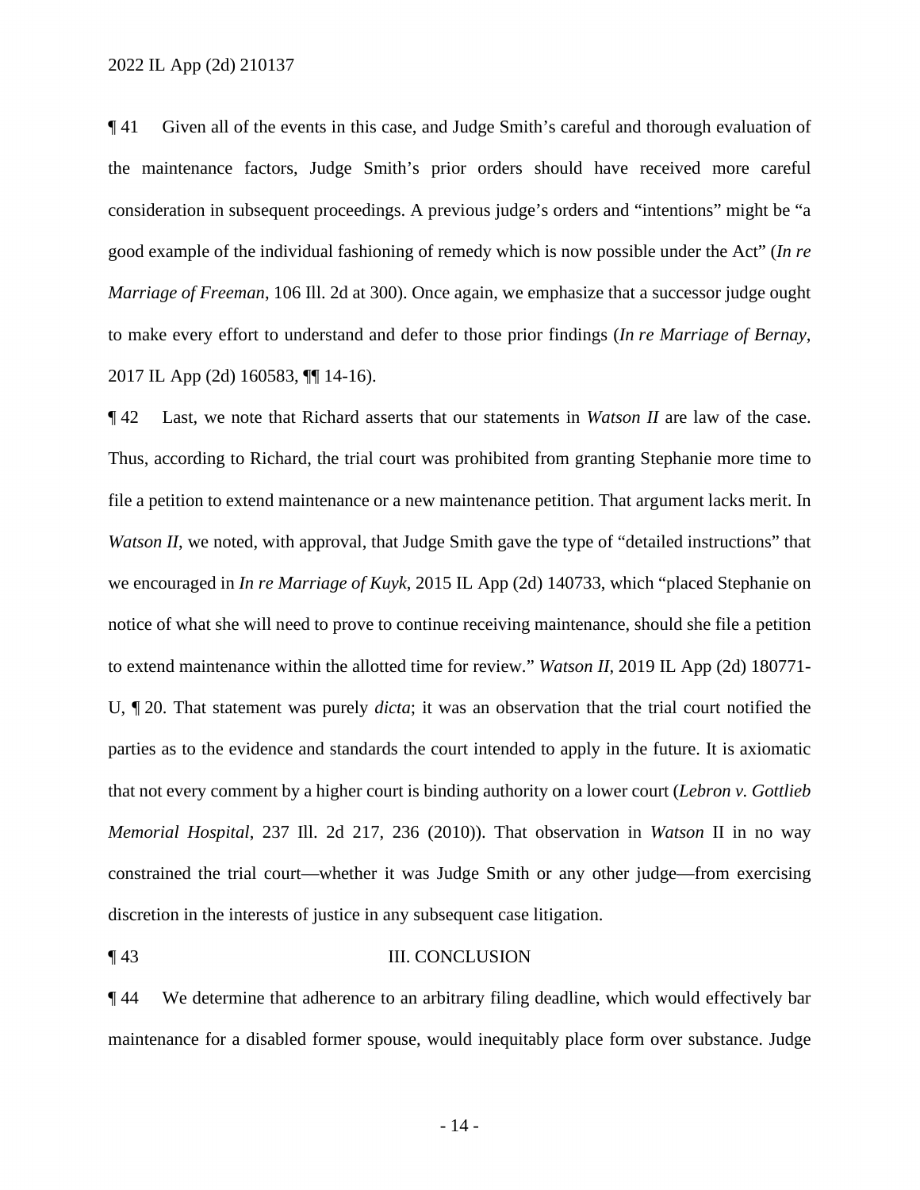¶ 41 Given all of the events in this case, and Judge Smith's careful and thorough evaluation of the maintenance factors, Judge Smith's prior orders should have received more careful consideration in subsequent proceedings. A previous judge's orders and "intentions" might be "a good example of the individual fashioning of remedy which is now possible under the Act" (*In re Marriage of Freeman*, 106 Ill. 2d at 300). Once again, we emphasize that a successor judge ought to make every effort to understand and defer to those prior findings (*In re Marriage of Bernay*, 2017 IL App (2d) 160583, ¶¶ 14-16).

¶ 42 Last, we note that Richard asserts that our statements in *Watson II* are law of the case. Thus, according to Richard, the trial court was prohibited from granting Stephanie more time to file a petition to extend maintenance or a new maintenance petition. That argument lacks merit. In *Watson II*, we noted, with approval, that Judge Smith gave the type of "detailed instructions" that we encouraged in *In re Marriage of Kuyk*, 2015 IL App (2d) 140733, which "placed Stephanie on notice of what she will need to prove to continue receiving maintenance, should she file a petition to extend maintenance within the allotted time for review." *Watson II*, 2019 IL App (2d) 180771-U, ¶ 20. That statement was purely *dicta*; it was an observation that the trial court notified the parties as to the evidence and standards the court intended to apply in the future. It is axiomatic that not every comment by a higher court is binding authority on a lower court (*Lebron v. Gottlieb Memorial Hospital*, 237 Ill. 2d 217, 236 (2010)). That observation in *Watson* II in no way constrained the trial court—whether it was Judge Smith or any other judge—from exercising discretion in the interests of justice in any subsequent case litigation.

## ¶ 43 III. CONCLUSION

¶ 44 We determine that adherence to an arbitrary filing deadline, which would effectively bar maintenance for a disabled former spouse, would inequitably place form over substance. Judge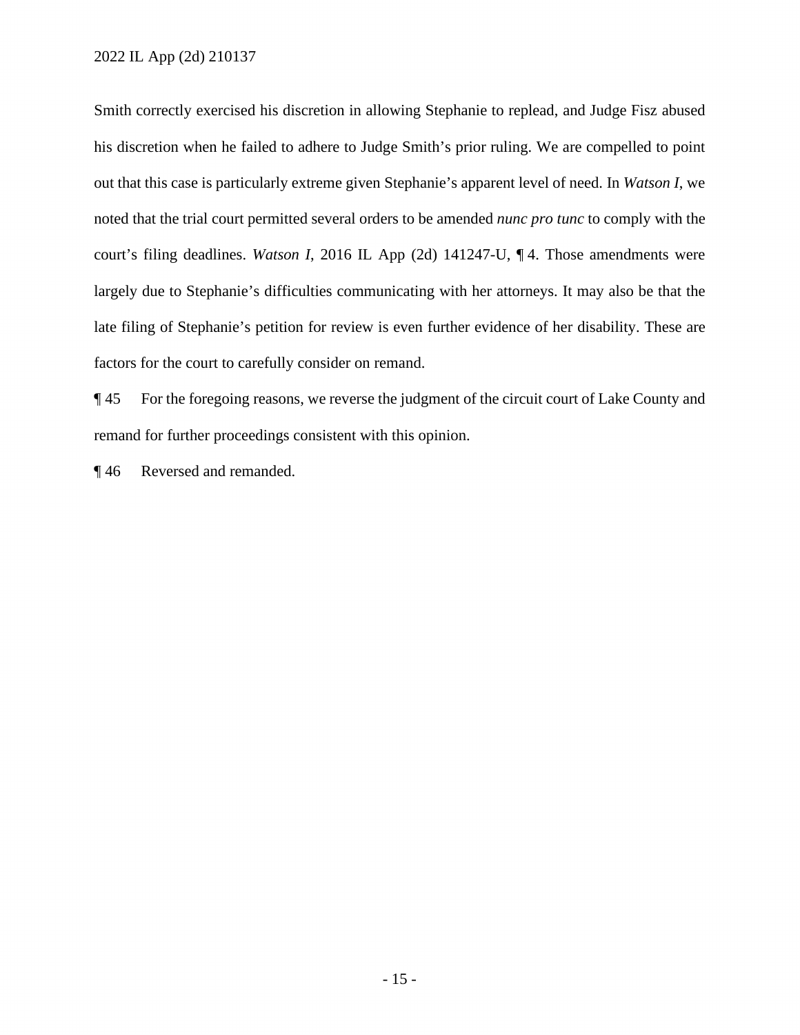Smith correctly exercised his discretion in allowing Stephanie to replead, and Judge Fisz abused his discretion when he failed to adhere to Judge Smith's prior ruling. We are compelled to point out that this case is particularly extreme given Stephanie's apparent level of need. In *Watson I*, we noted that the trial court permitted several orders to be amended *nunc pro tunc* to comply with the court's filing deadlines. *Watson I*, 2016 IL App (2d) 141247-U, ¶ 4. Those amendments were largely due to Stephanie's difficulties communicating with her attorneys. It may also be that the late filing of Stephanie's petition for review is even further evidence of her disability. These are factors for the court to carefully consider on remand.

¶ 45 For the foregoing reasons, we reverse the judgment of the circuit court of Lake County and remand for further proceedings consistent with this opinion.

¶ 46 Reversed and remanded.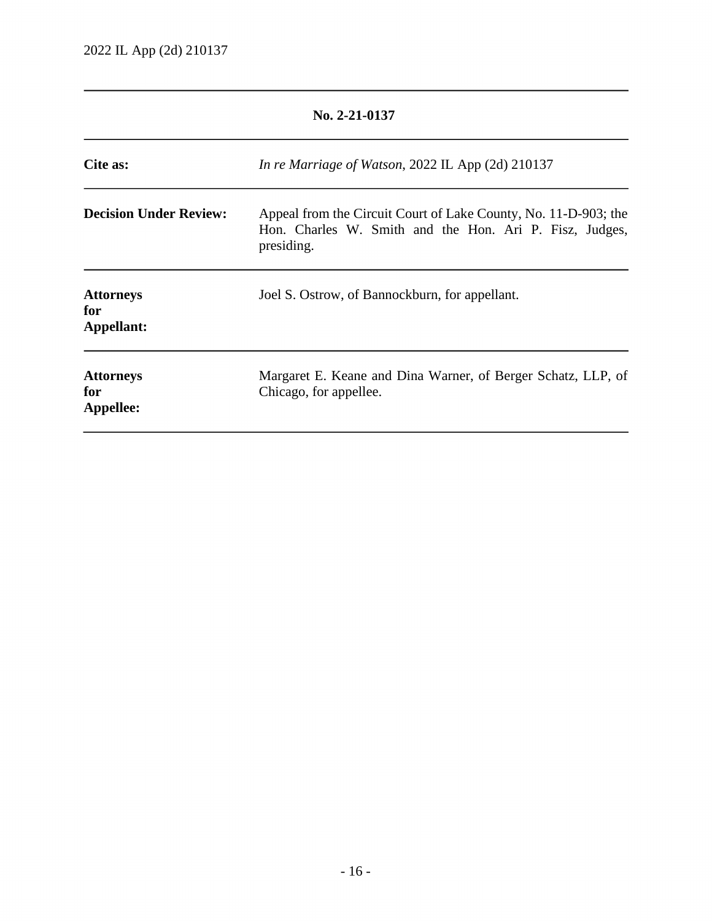**No. 2-21-0137**

| | |
|---|---|
| **Cite as:** | *In re Marriage of Watson*, 2022 IL App (2d) 210137 |
| **Decision Under Review:** | Appeal from the Circuit Court of Lake County, No. 11-D-903; the Hon. Charles W. Smith and the Hon. Ari P. Fisz, Judges, presiding. |
| **Attorneys for Appellant:** | Joel S. Ostrow, of Bannockburn, for appellant. |
| **Attorneys for Appellee:** | Margaret E. Keane and Dina Warner, of Berger Schatz, LLP, of Chicago, for appellee. |